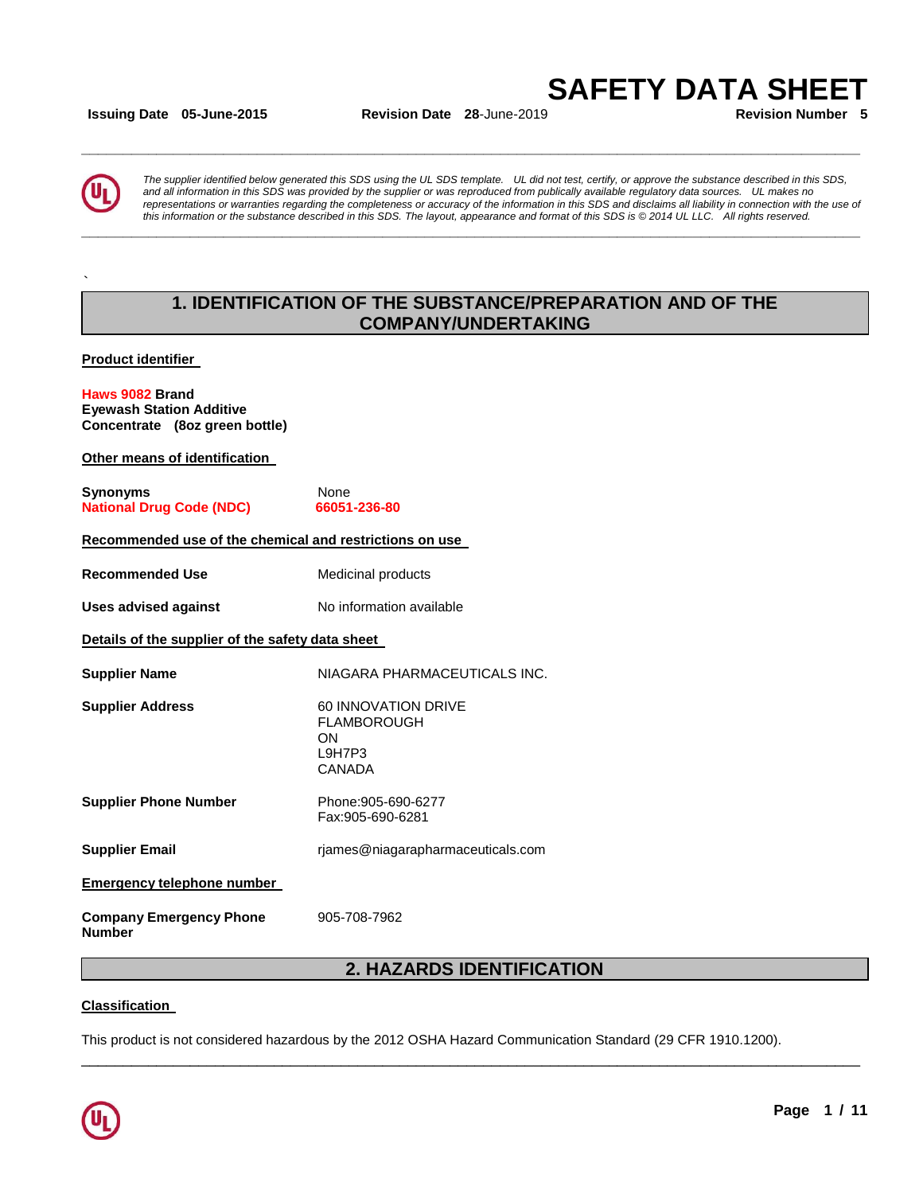# SAFETY DATA SHEET

**Issuing Date** **05-June-2015** **Revision Date** **28**-June-2019 **Revision Number** **5**

*The supplier identified below generated this SDS using the UL SDS template. UL did not test, certify, or approve the substance described in this SDS, and all information in this SDS was provided by the supplier or was reproduced from publically available regulatory data sources. UL makes no representations or warranties regarding the completeness or accuracy of the information in this SDS and disclaims all liability in connection with the use of this information or the substance described in this SDS. The layout, appearance and format of this SDS is © 2014 UL LLC. All rights reserved.*

## 1. IDENTIFICATION OF THE SUBSTANCE/PREPARATION AND OF THE COMPANY/UNDERTAKING

### Product identifier

**Haws 9082 Brand**
**Eyewash Station Additive**
**Concentrate (8oz green bottle)**

### Other means of identification

| | |
|---|---|
| **Synonyms** | None |
| **National Drug Code (NDC)** | **66051-236-80** |

### Recommended use of the chemical and restrictions on use

| | |
|---|---|
| **Recommended Use** | Medicinal products |
| **Uses advised against** | No information available |

### Details of the supplier of the safety data sheet

| | |
|---|---|
| **Supplier Name** | NIAGARA PHARMACEUTICALS INC. |
| **Supplier Address** | 60 INNOVATION DRIVE<br>FLAMBOROUGH<br>ON<br>L9H7P3<br>CANADA |
| **Supplier Phone Number** | Phone:905-690-6277<br>Fax:905-690-6281 |
| **Supplier Email** | rjames@niagarapharmaceuticals.com |

### Emergency telephone number

| | |
|---|---|
| **Company Emergency Phone Number** | 905-708-7962 |

## 2. HAZARDS IDENTIFICATION

### Classification

This product is not considered hazardous by the 2012 OSHA Hazard Communication Standard (29 CFR 1910.1200).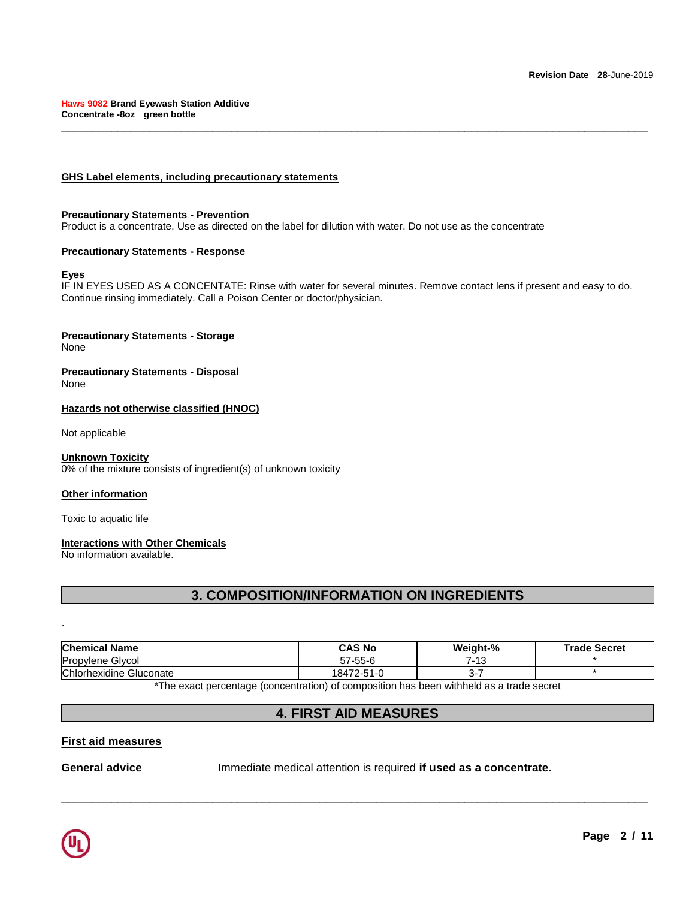### GHS Label elements, including precautionary statements

**Precautionary Statements - Prevention**
Product is a concentrate. Use as directed on the label for dilution with water. Do not use as the concentrate

**Precautionary Statements - Response**

**Eyes**
IF IN EYES USED AS A CONCENTATE: Rinse with water for several minutes. Remove contact lens if present and easy to do. Continue rinsing immediately. Call a Poison Center or doctor/physician.

**Precautionary Statements - Storage**
None

**Precautionary Statements - Disposal**
None

### Hazards not otherwise classified (HNOC)

Not applicable

### Unknown Toxicity
0% of the mixture consists of ingredient(s) of unknown toxicity

### Other information

Toxic to aquatic life

### Interactions with Other Chemicals
No information available.

## 3. COMPOSITION/INFORMATION ON INGREDIENTS

.

| Chemical Name | CAS No | Weight-% | Trade Secret |
|---|---|---|---|
| Propylene Glycol | 57-55-6 | 7-13 | * |
| Chlorhexidine Gluconate | 18472-51-0 | 3-7 | * |

*The exact percentage (concentration) of composition has been withheld as a trade secret

## 4. FIRST AID MEASURES

### First aid measures

**General advice** Immediate medical attention is required **if used as a concentrate.**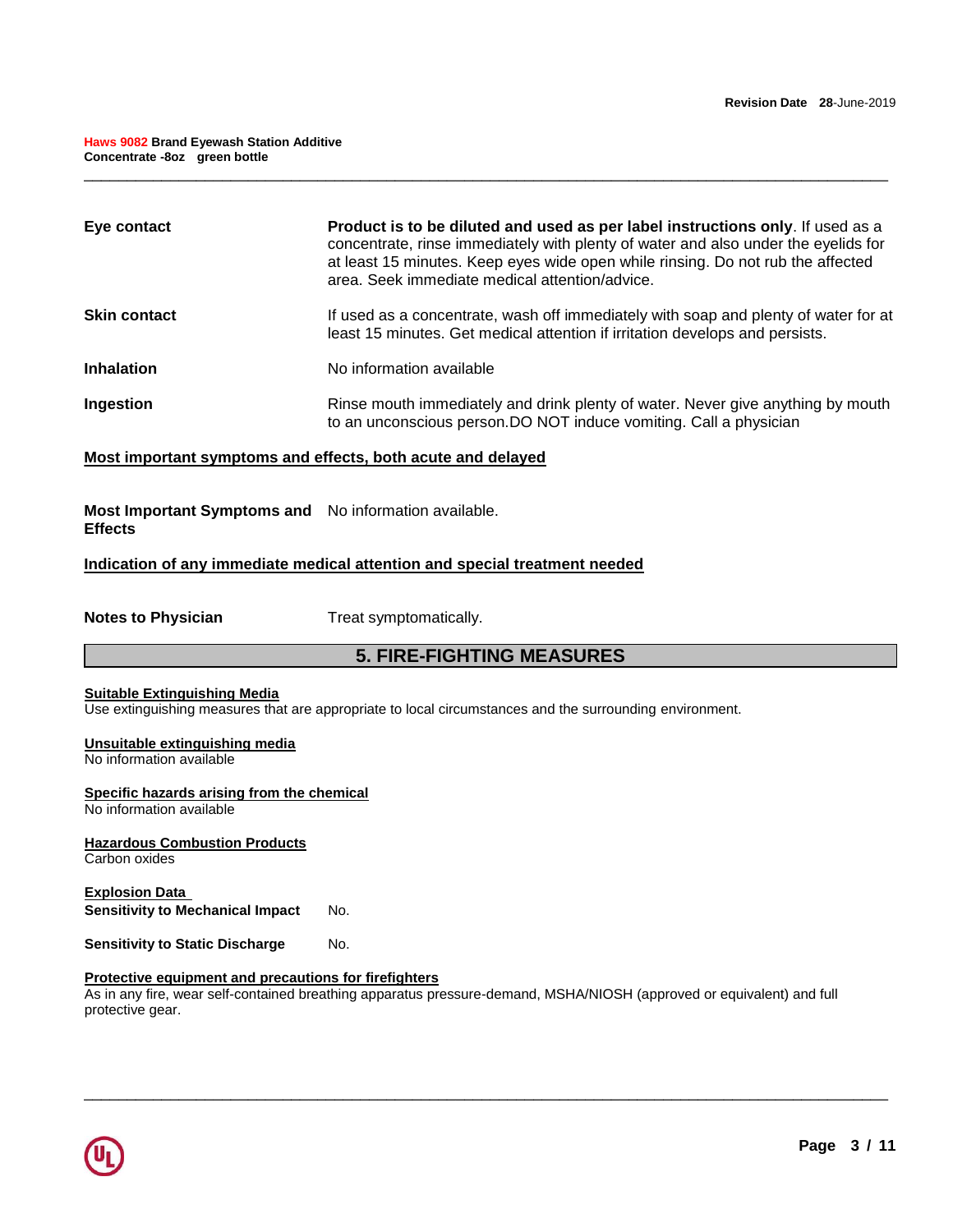| | |
|---|---|
| **Eye contact** | **Product is to be diluted and used as per label instructions only**. If used as a concentrate, rinse immediately with plenty of water and also under the eyelids for at least 15 minutes. Keep eyes wide open while rinsing. Do not rub the affected area. Seek immediate medical attention/advice. |
| **Skin contact** | If used as a concentrate, wash off immediately with soap and plenty of water for at least 15 minutes. Get medical attention if irritation develops and persists. |
| **Inhalation** | No information available |
| **Ingestion** | Rinse mouth immediately and drink plenty of water. Never give anything by mouth to an unconscious person.DO NOT induce vomiting. Call a physician |

**Most important symptoms and effects, both acute and delayed**

**Most Important Symptoms and Effects** No information available.

**Indication of any immediate medical attention and special treatment needed**

**Notes to Physician** Treat symptomatically.

## 5. FIRE-FIGHTING MEASURES

**Suitable Extinguishing Media**
Use extinguishing measures that are appropriate to local circumstances and the surrounding environment.

**Unsuitable extinguishing media**
No information available

**Specific hazards arising from the chemical**
No information available

**Hazardous Combustion Products**
Carbon oxides

**Explosion Data**

**Sensitivity to Mechanical Impact** No.

**Sensitivity to Static Discharge** No.

**Protective equipment and precautions for firefighters**
As in any fire, wear self-contained breathing apparatus pressure-demand, MSHA/NIOSH (approved or equivalent) and full protective gear.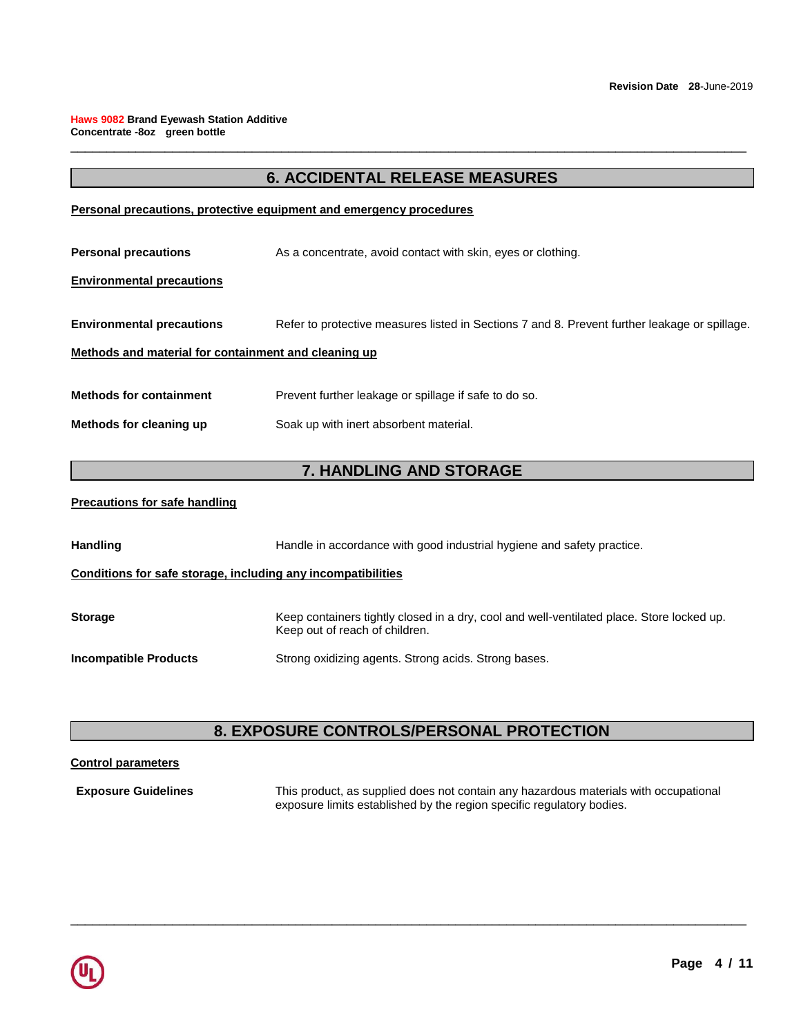## 6. ACCIDENTAL RELEASE MEASURES

**Personal precautions, protective equipment and emergency procedures**

**Personal precautions** As a concentrate, avoid contact with skin, eyes or clothing.

**Environmental precautions**

**Environmental precautions** Refer to protective measures listed in Sections 7 and 8. Prevent further leakage or spillage.

**Methods and material for containment and cleaning up**

**Methods for containment** Prevent further leakage or spillage if safe to do so.

**Methods for cleaning up** Soak up with inert absorbent material.

## 7. HANDLING AND STORAGE

**Precautions for safe handling**

**Handling** Handle in accordance with good industrial hygiene and safety practice.

**Conditions for safe storage, including any incompatibilities**

**Storage** Keep containers tightly closed in a dry, cool and well-ventilated place. Store locked up. Keep out of reach of children.

**Incompatible Products** Strong oxidizing agents. Strong acids. Strong bases.

## 8. EXPOSURE CONTROLS/PERSONAL PROTECTION

**Control parameters**

**Exposure Guidelines** This product, as supplied does not contain any hazardous materials with occupational exposure limits established by the region specific regulatory bodies.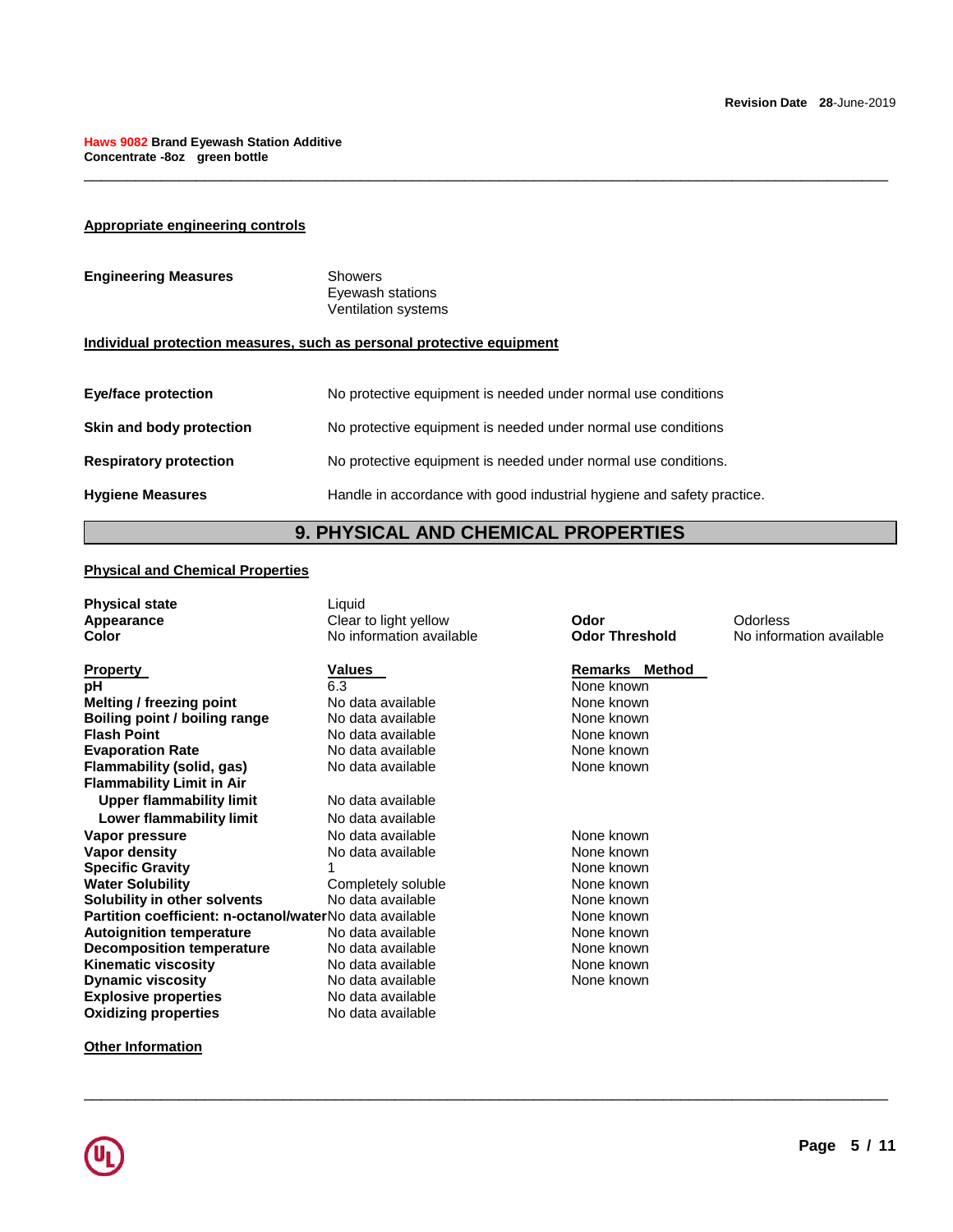#### Appropriate engineering controls

| | |
|---|---|
| **Engineering Measures** | Showers<br>Eyewash stations<br>Ventilation systems |

#### Individual protection measures, such as personal protective equipment

| | |
|---|---|
| **Eye/face protection** | No protective equipment is needed under normal use conditions |
| **Skin and body protection** | No protective equipment is needed under normal use conditions |
| **Respiratory protection** | No protective equipment is needed under normal use conditions. |
| **Hygiene Measures** | Handle in accordance with good industrial hygiene and safety practice. |

## 9. PHYSICAL AND CHEMICAL PROPERTIES

#### Physical and Chemical Properties

| | | | |
|---|---|---|---|
| **Physical state** | Liquid | | |
| **Appearance** | Clear to light yellow | **Odor** | Odorless |
| **Color** | No information available | **Odor Threshold** | No information available |

| Property | Values | Remarks Method |
|---|---|---|
| **pH** | 6.3 | None known |
| **Melting / freezing point** | No data available | None known |
| **Boiling point / boiling range** | No data available | None known |
| **Flash Point** | No data available | None known |
| **Evaporation Rate** | No data available | None known |
| **Flammability (solid, gas)** | No data available | None known |
| **Flammability Limit in Air** | | |
| **Upper flammability limit** | No data available | |
| **Lower flammability limit** | No data available | |
| **Vapor pressure** | No data available | None known |
| **Vapor density** | No data available | None known |
| **Specific Gravity** | 1 | None known |
| **Water Solubility** | Completely soluble | None known |
| **Solubility in other solvents** | No data available | None known |
| **Partition coefficient: n-octanol/water** | No data available | None known |
| **Autoignition temperature** | No data available | None known |
| **Decomposition temperature** | No data available | None known |
| **Kinematic viscosity** | No data available | None known |
| **Dynamic viscosity** | No data available | None known |
| **Explosive properties** | No data available | |
| **Oxidizing properties** | No data available | |

#### Other Information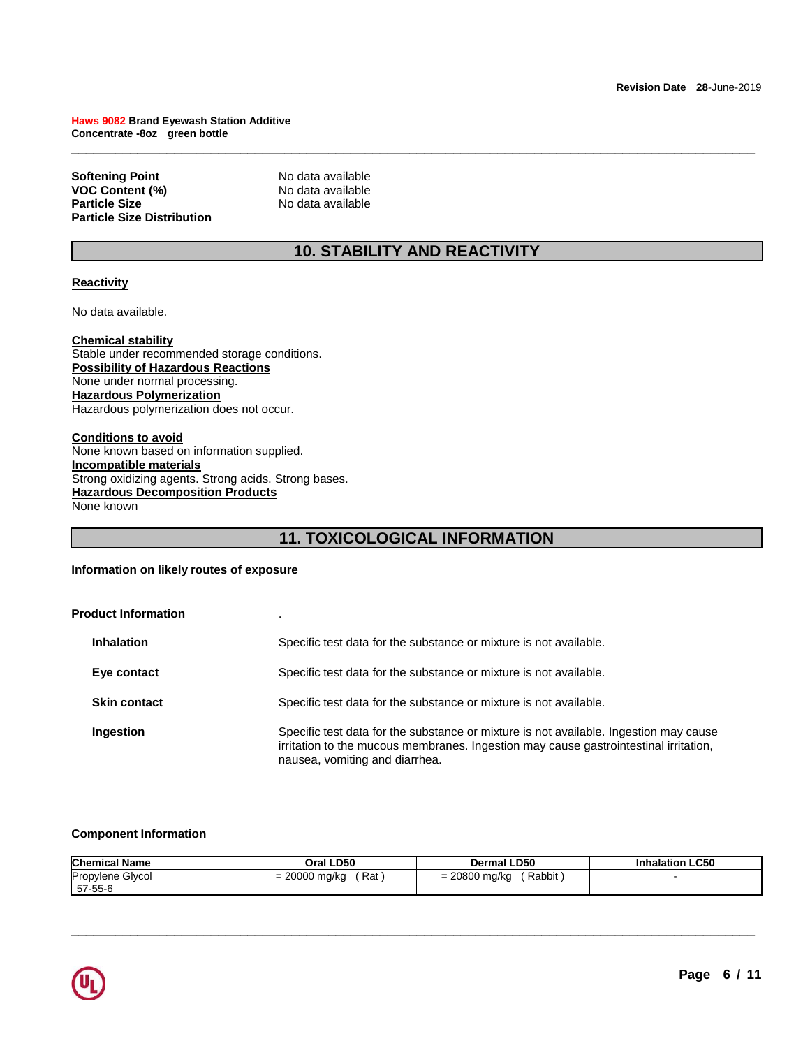| | |
|---|---|
| **Softening Point** | No data available |
| **VOC Content (%)** | No data available |
| **Particle Size** | No data available |
| **Particle Size Distribution** | |

## 10. STABILITY AND REACTIVITY

**Reactivity**

No data available.

**Chemical stability**
Stable under recommended storage conditions.
**Possibility of Hazardous Reactions**
None under normal processing.
**Hazardous Polymerization**
Hazardous polymerization does not occur.

**Conditions to avoid**
None known based on information supplied.
**Incompatible materials**
Strong oxidizing agents. Strong acids. Strong bases.
**Hazardous Decomposition Products**
None known

## 11. TOXICOLOGICAL INFORMATION

**Information on likely routes of exposure**

**Product Information** .

**Inhalation** Specific test data for the substance or mixture is not available.

**Eye contact** Specific test data for the substance or mixture is not available.

**Skin contact** Specific test data for the substance or mixture is not available.

**Ingestion** Specific test data for the substance or mixture is not available. Ingestion may cause irritation to the mucous membranes. Ingestion may cause gastrointestinal irritation, nausea, vomiting and diarrhea.

**Component Information**

| Chemical Name | Oral LD50 | Dermal LD50 | Inhalation LC50 |
|---|---|---|---|
| Propylene Glycol 57-55-6 | = 20000 mg/kg ( Rat ) | = 20800 mg/kg ( Rabbit ) | - |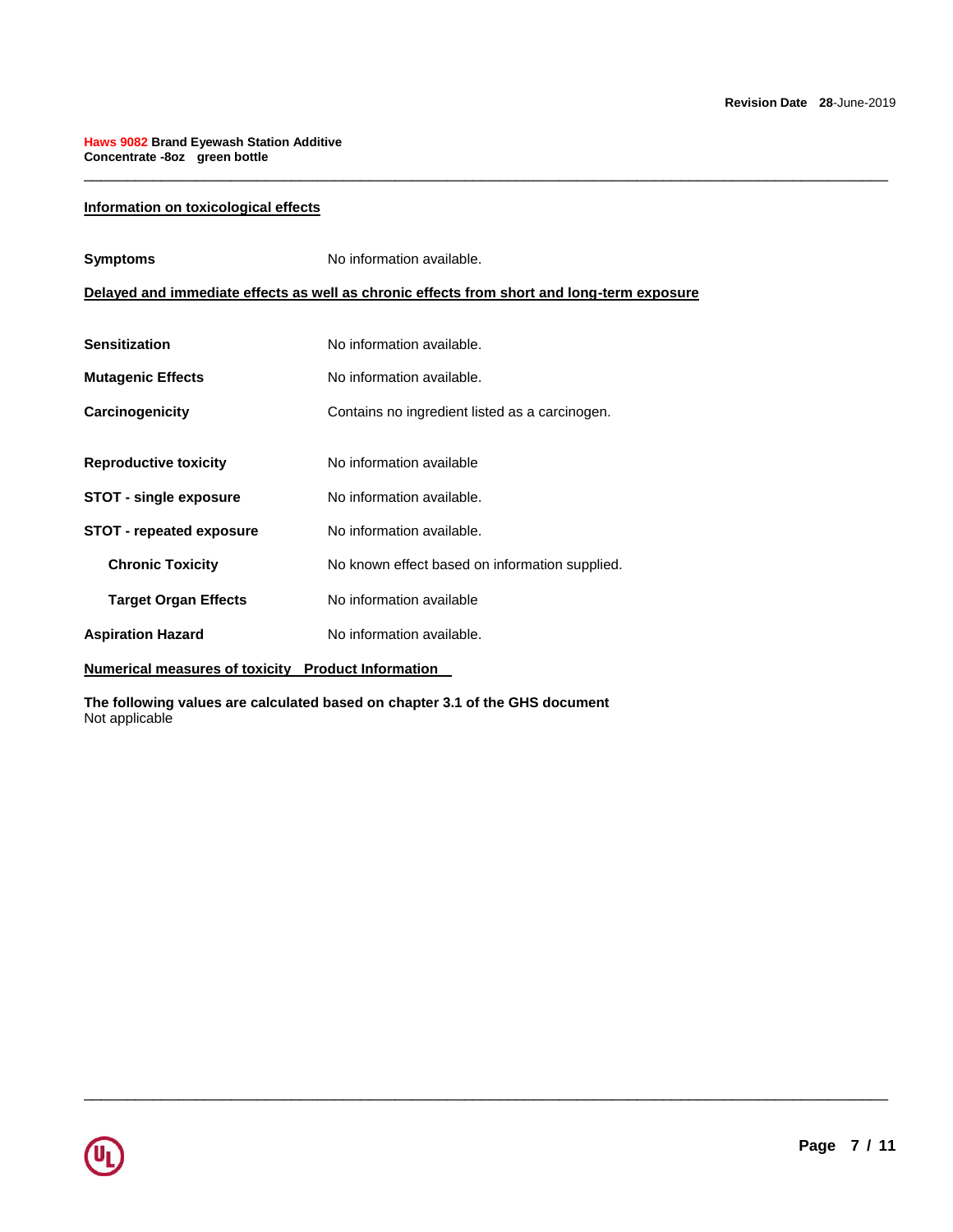### Information on toxicological effects

**Symptoms** No information available.

### Delayed and immediate effects as well as chronic effects from short and long-term exposure

| | |
|---|---|
| **Sensitization** | No information available. |
| **Mutagenic Effects** | No information available. |
| **Carcinogenicity** | Contains no ingredient listed as a carcinogen. |
| **Reproductive toxicity** | No information available |
| **STOT - single exposure** | No information available. |
| **STOT - repeated exposure** | No information available. |
| **Chronic Toxicity** | No known effect based on information supplied. |
| **Target Organ Effects** | No information available |
| **Aspiration Hazard** | No information available. |

### Numerical measures of toxicity Product Information

**The following values are calculated based on chapter 3.1 of the GHS document**
Not applicable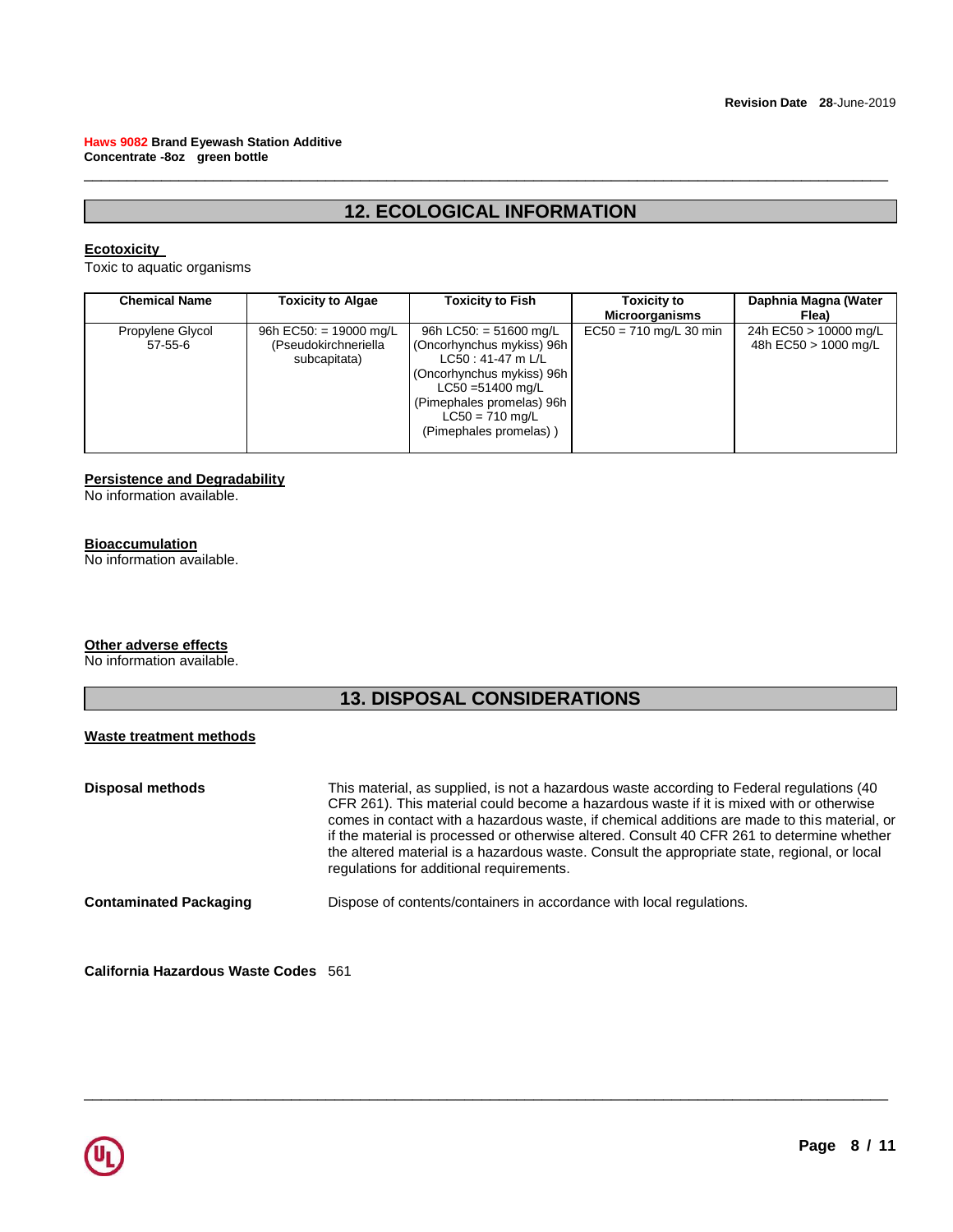Revision Date 28-June-2019

**Haws 9082 Brand Eyewash Station Additive Concentrate -8oz green bottle**

## 12. ECOLOGICAL INFORMATION

**Ecotoxicity**

Toxic to aquatic organisms

| Chemical Name | Toxicity to Algae | Toxicity to Fish | Toxicity to Microorganisms | Daphnia Magna (Water Flea) |
|---|---|---|---|---|
| Propylene Glycol 57-55-6 | 96h EC50: = 19000 mg/L (Pseudokirchneriella subcapitata) | 96h LC50: = 51600 mg/L (Oncorhynchus mykiss) 96h LC50 : 41-47 m L/L (Oncorhynchus mykiss) 96h LC50 =51400 mg/L (Pimephales promelas) 96h LC50 = 710 mg/L (Pimephales promelas) ) | EC50 = 710 mg/L 30 min | 24h EC50 > 10000 mg/L 48h EC50 > 1000 mg/L |

**Persistence and Degradability**

No information available.

**Bioaccumulation**

No information available.

**Other adverse effects**

No information available.

## 13. DISPOSAL CONSIDERATIONS

**Waste treatment methods**

**Disposal methods** This material, as supplied, is not a hazardous waste according to Federal regulations (40 CFR 261). This material could become a hazardous waste if it is mixed with or otherwise comes in contact with a hazardous waste, if chemical additions are made to this material, or if the material is processed or otherwise altered. Consult 40 CFR 261 to determine whether the altered material is a hazardous waste. Consult the appropriate state, regional, or local regulations for additional requirements.

**Contaminated Packaging** Dispose of contents/containers in accordance with local regulations.

**California Hazardous Waste Codes** 561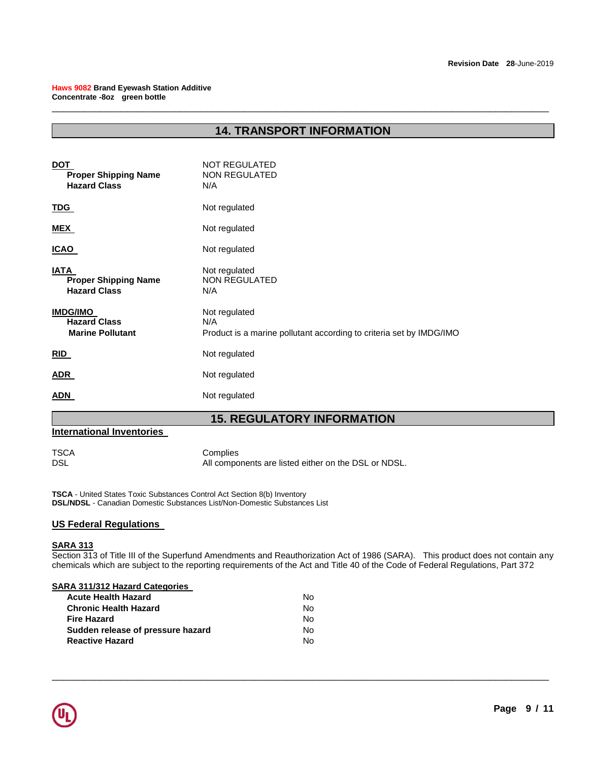## 14. TRANSPORT INFORMATION

**DOT**

| | |
|---|---|
| **DOT** | NOT REGULATED |
| **Proper Shipping Name** | NON REGULATED |
| **Hazard Class** | N/A |

| | |
|---|---|
| **TDG** | Not regulated |
| **MEX** | Not regulated |
| **ICAO** | Not regulated |

| | |
|---|---|
| **IATA** | Not regulated |
| **Proper Shipping Name** | NON REGULATED |
| **Hazard Class** | N/A |

| | |
|---|---|
| **IMDG/IMO** | Not regulated |
| **Hazard Class** | N/A |
| **Marine Pollutant** | Product is a marine pollutant according to criteria set by IMDG/IMO |

| | |
|---|---|
| **RID** | Not regulated |
| **ADR** | Not regulated |
| **ADN** | Not regulated |

## 15. REGULATORY INFORMATION

### International Inventories

| | |
|---|---|
| TSCA | Complies |
| DSL | All components are listed either on the DSL or NDSL. |

**TSCA** - United States Toxic Substances Control Act Section 8(b) Inventory
**DSL/NDSL** - Canadian Domestic Substances List/Non-Domestic Substances List

### US Federal Regulations

**SARA 313**

Section 313 of Title III of the Superfund Amendments and Reauthorization Act of 1986 (SARA). This product does not contain any chemicals which are subject to the reporting requirements of the Act and Title 40 of the Code of Federal Regulations, Part 372

**SARA 311/312 Hazard Categories**

| | |
|---|---|
| **Acute Health Hazard** | No |
| **Chronic Health Hazard** | No |
| **Fire Hazard** | No |
| **Sudden release of pressure hazard** | No |
| **Reactive Hazard** | No |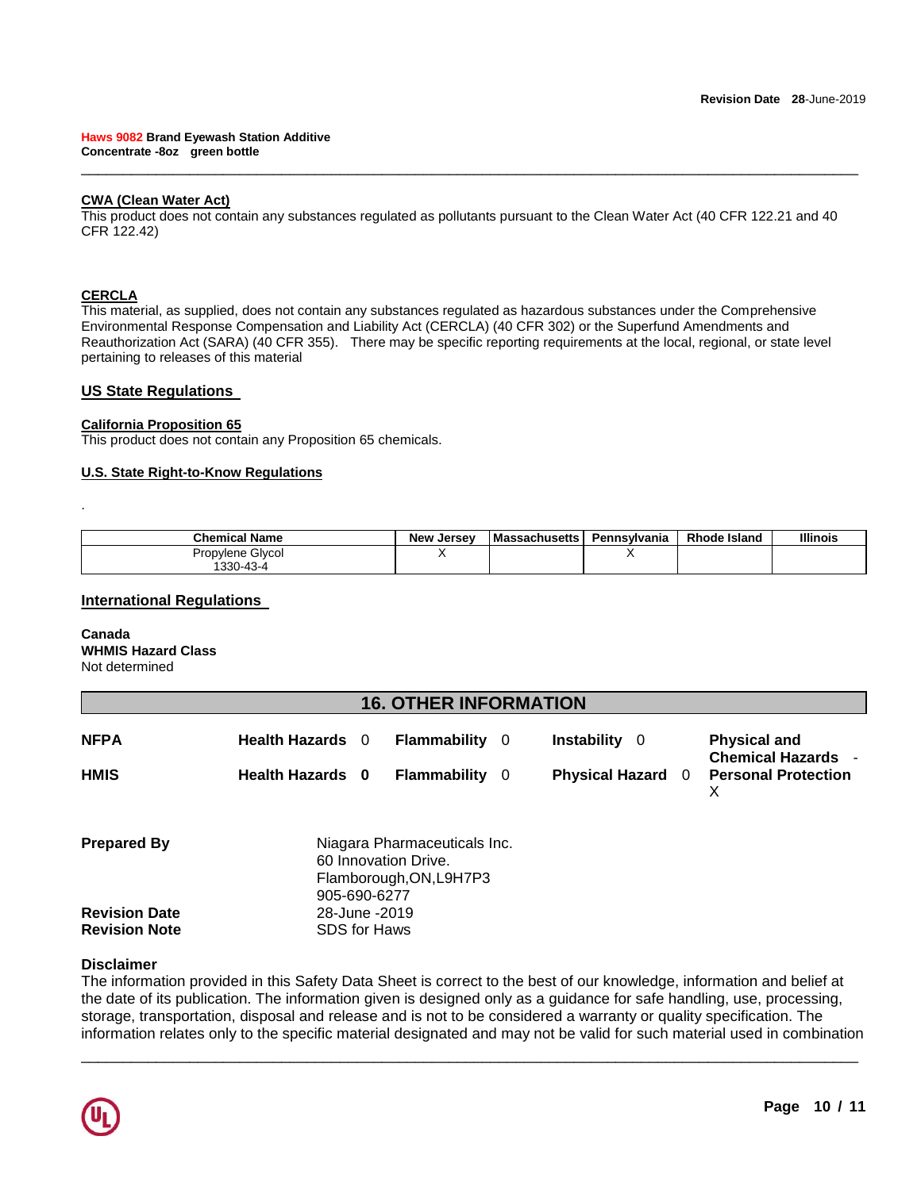### CWA (Clean Water Act)

This product does not contain any substances regulated as pollutants pursuant to the Clean Water Act (40 CFR 122.21 and 40 CFR 122.42)

### CERCLA

This material, as supplied, does not contain any substances regulated as hazardous substances under the Comprehensive Environmental Response Compensation and Liability Act (CERCLA) (40 CFR 302) or the Superfund Amendments and Reauthorization Act (SARA) (40 CFR 355). There may be specific reporting requirements at the local, regional, or state level pertaining to releases of this material

## US State Regulations

### California Proposition 65

This product does not contain any Proposition 65 chemicals.

### U.S. State Right-to-Know Regulations

.

| Chemical Name | New Jersey | Massachusetts | Pennsylvania | Rhode Island | Illinois |
|---|---|---|---|---|---|
| Propylene Glycol 1330-43-4 | X | | X | | |

## International Regulations

**Canada**
**WHMIS Hazard Class**
Not determined

## 16. OTHER INFORMATION

| | | | | |
|---|---|---|---|---|
| **NFPA** | **Health Hazards** 0 | **Flammability** 0 | **Instability** 0 | **Physical and Chemical Hazards** - |
| **HMIS** | **Health Hazards** 0 | **Flammability** 0 | **Physical Hazard** 0 | **Personal Protection** X |

**Prepared By** Niagara Pharmaceuticals Inc.
60 Innovation Drive.
Flamborough,ON,L9H7P3
905-690-6277

**Revision Date** 28-June -2019
**Revision Note** SDS for Haws

**Disclaimer**
The information provided in this Safety Data Sheet is correct to the best of our knowledge, information and belief at the date of its publication. The information given is designed only as a guidance for safe handling, use, processing, storage, transportation, disposal and release and is not to be considered a warranty or quality specification. The information relates only to the specific material designated and may not be valid for such material used in combination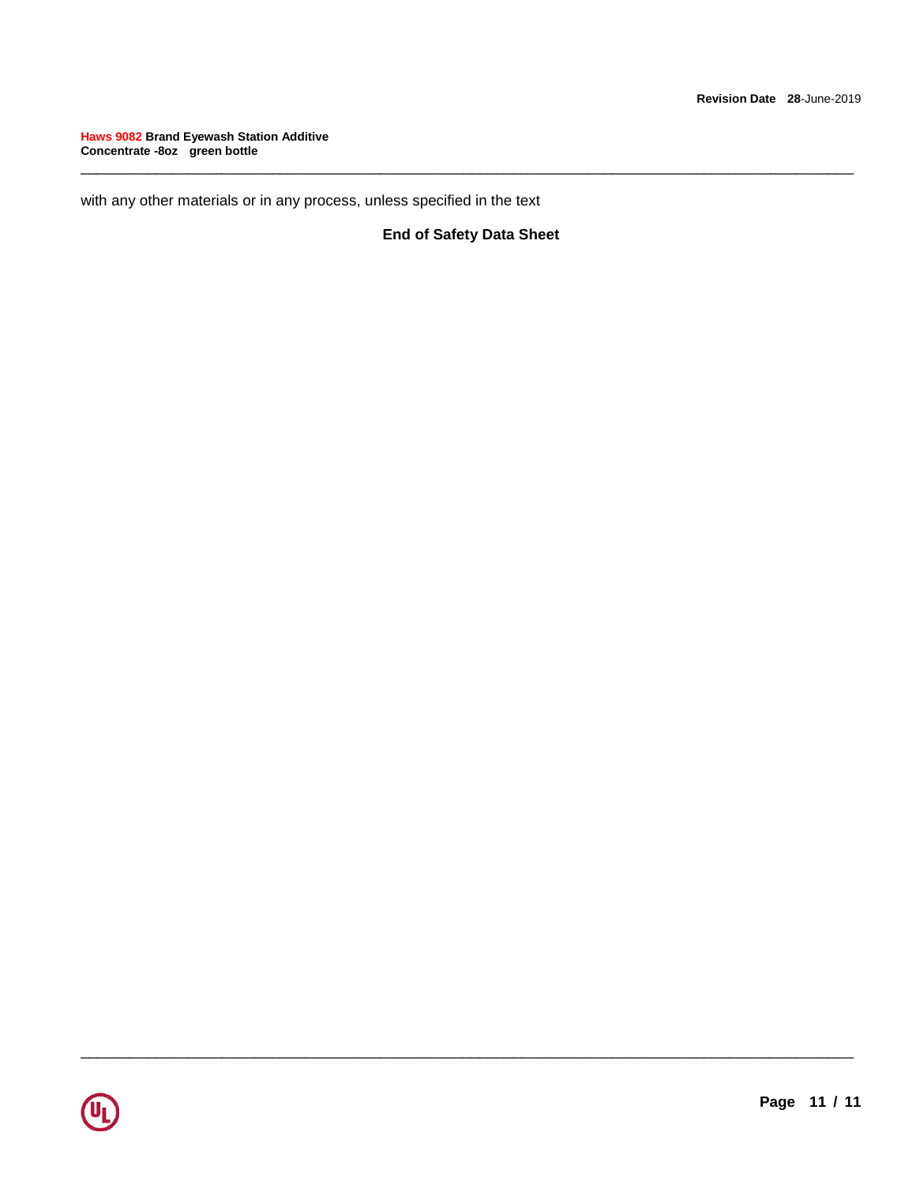with any other materials or in any process, unless specified in the text

**End of Safety Data Sheet**